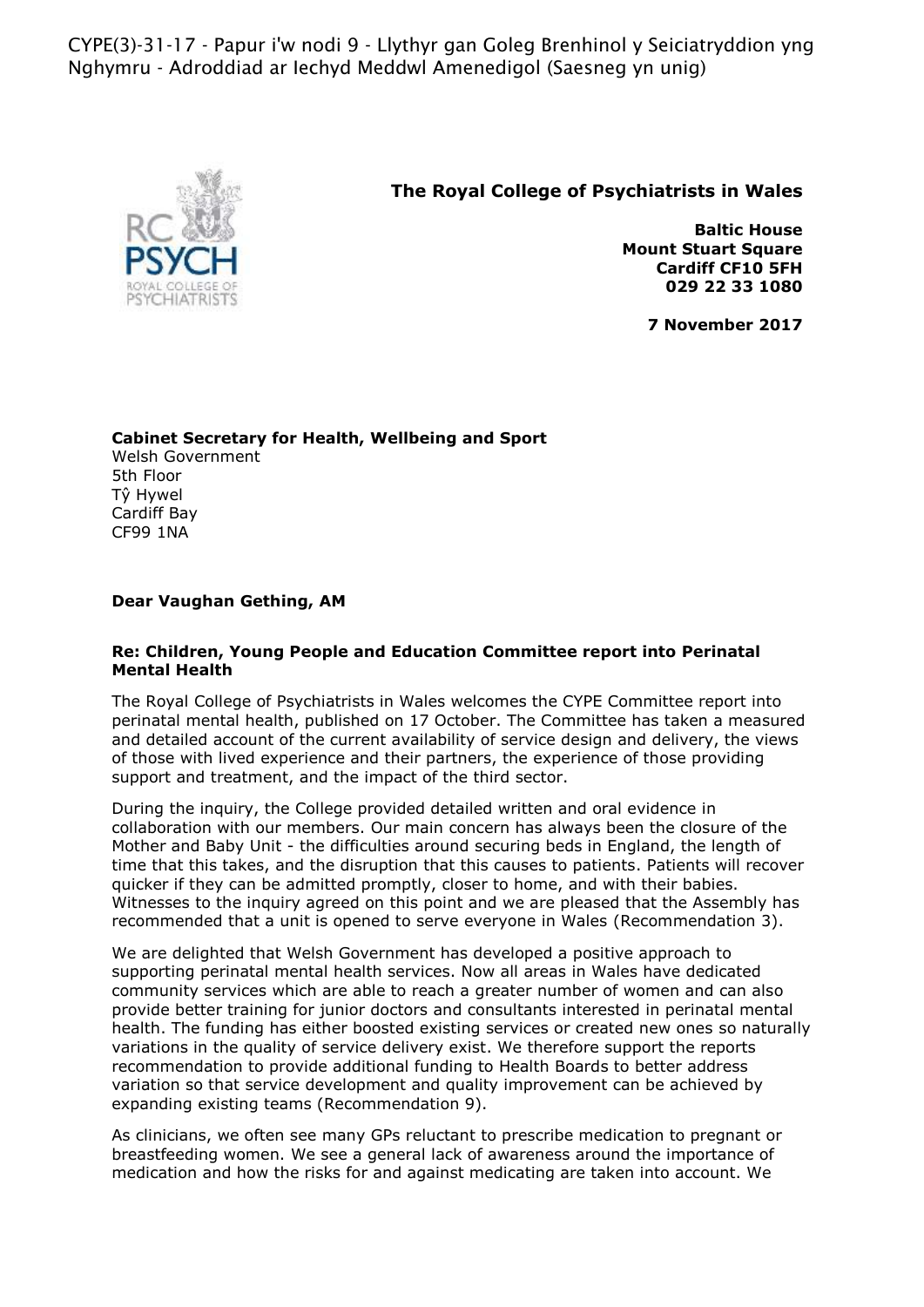CYPE(3)-31-17 - Papur i'w nodi 9 - Llythyr gan Goleg Brenhinol y Seiciatryddion yng Nghymru - Adroddiad ar Iechyd Meddwl Amenedigol (Saesneg yn unig)

**The Royal College of Psychiatrists in Wales**

**Baltic House**
**Mount Stuart Square**
**Cardiff CF10 5FH**
**029 22 33 1080**

**7 November 2017**

**Cabinet Secretary for Health, Wellbeing and Sport**
Welsh Government
5th Floor
Tŷ Hywel
Cardiff Bay
CF99 1NA

**Dear Vaughan Gething, AM**

**Re: Children, Young People and Education Committee report into Perinatal Mental Health**

The Royal College of Psychiatrists in Wales welcomes the CYPE Committee report into perinatal mental health, published on 17 October. The Committee has taken a measured and detailed account of the current availability of service design and delivery, the views of those with lived experience and their partners, the experience of those providing support and treatment, and the impact of the third sector.

During the inquiry, the College provided detailed written and oral evidence in collaboration with our members. Our main concern has always been the closure of the Mother and Baby Unit - the difficulties around securing beds in England, the length of time that this takes, and the disruption that this causes to patients. Patients will recover quicker if they can be admitted promptly, closer to home, and with their babies. Witnesses to the inquiry agreed on this point and we are pleased that the Assembly has recommended that a unit is opened to serve everyone in Wales (Recommendation 3).

We are delighted that Welsh Government has developed a positive approach to supporting perinatal mental health services. Now all areas in Wales have dedicated community services which are able to reach a greater number of women and can also provide better training for junior doctors and consultants interested in perinatal mental health. The funding has either boosted existing services or created new ones so naturally variations in the quality of service delivery exist. We therefore support the reports recommendation to provide additional funding to Health Boards to better address variation so that service development and quality improvement can be achieved by expanding existing teams (Recommendation 9).

As clinicians, we often see many GPs reluctant to prescribe medication to pregnant or breastfeeding women. We see a general lack of awareness around the importance of medication and how the risks for and against medicating are taken into account. We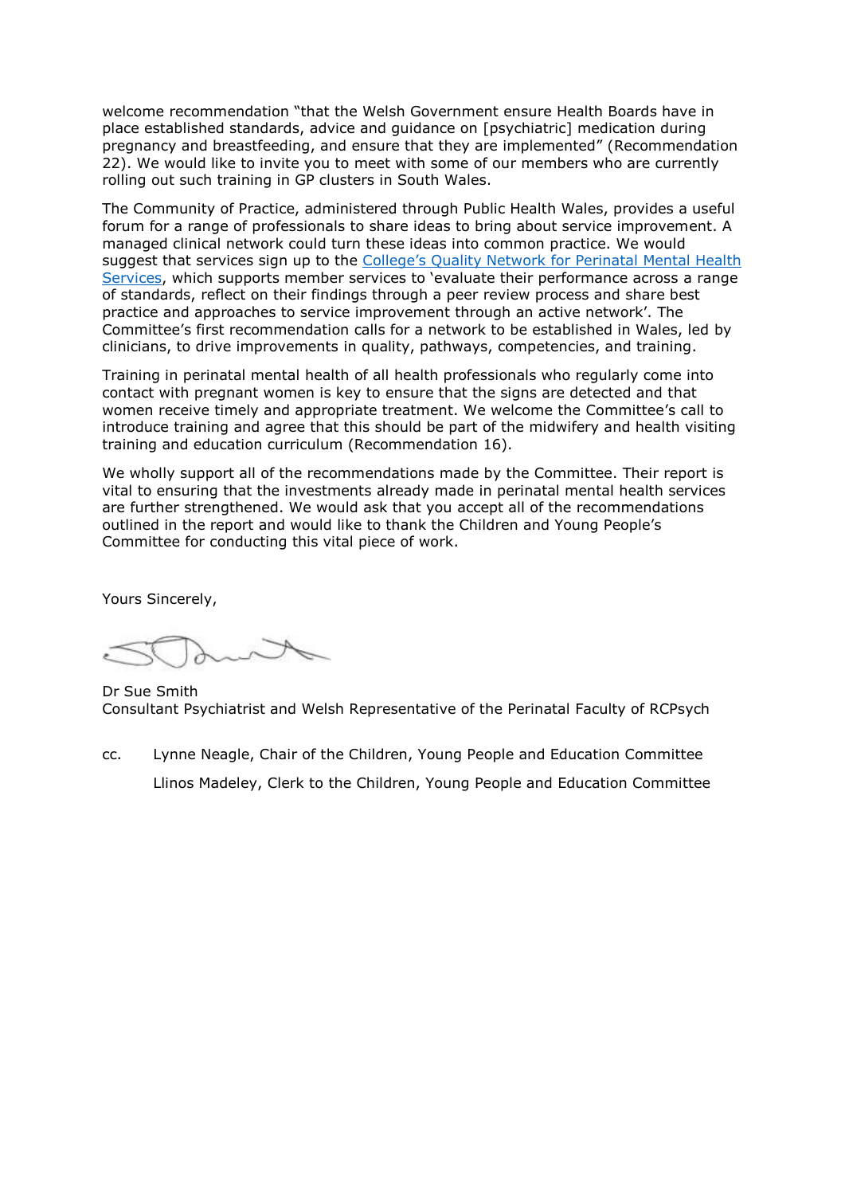welcome recommendation "that the Welsh Government ensure Health Boards have in place established standards, advice and guidance on [psychiatric] medication during pregnancy and breastfeeding, and ensure that they are implemented" (Recommendation 22). We would like to invite you to meet with some of our members who are currently rolling out such training in GP clusters in South Wales.

The Community of Practice, administered through Public Health Wales, provides a useful forum for a range of professionals to share ideas to bring about service improvement. A managed clinical network could turn these ideas into common practice. We would suggest that services sign up to the College's Quality Network for Perinatal Mental Health Services, which supports member services to 'evaluate their performance across a range of standards, reflect on their findings through a peer review process and share best practice and approaches to service improvement through an active network'. The Committee's first recommendation calls for a network to be established in Wales, led by clinicians, to drive improvements in quality, pathways, competencies, and training.

Training in perinatal mental health of all health professionals who regularly come into contact with pregnant women is key to ensure that the signs are detected and that women receive timely and appropriate treatment. We welcome the Committee's call to introduce training and agree that this should be part of the midwifery and health visiting training and education curriculum (Recommendation 16).

We wholly support all of the recommendations made by the Committee. Their report is vital to ensuring that the investments already made in perinatal mental health services are further strengthened. We would ask that you accept all of the recommendations outlined in the report and would like to thank the Children and Young People's Committee for conducting this vital piece of work.

Yours Sincerely,

Dr Sue Smith
Consultant Psychiatrist and Welsh Representative of the Perinatal Faculty of RCPsych

cc. Lynne Neagle, Chair of the Children, Young People and Education Committee

Llinos Madeley, Clerk to the Children, Young People and Education Committee